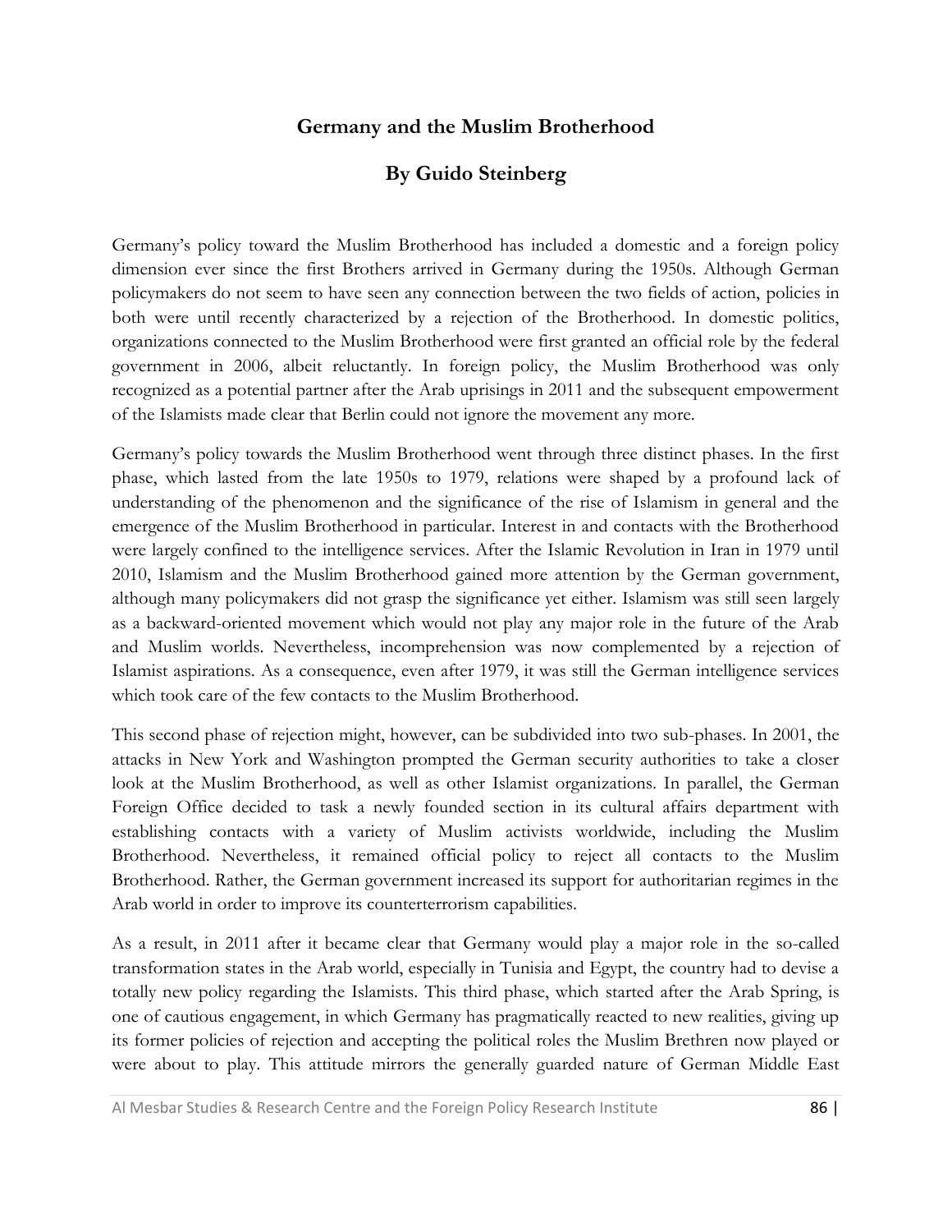# Germany and the Muslim Brotherhood

## By Guido Steinberg

Germany's policy toward the Muslim Brotherhood has included a domestic and a foreign policy dimension ever since the first Brothers arrived in Germany during the 1950s. Although German policymakers do not seem to have seen any connection between the two fields of action, policies in both were until recently characterized by a rejection of the Brotherhood. In domestic politics, organizations connected to the Muslim Brotherhood were first granted an official role by the federal government in 2006, albeit reluctantly. In foreign policy, the Muslim Brotherhood was only recognized as a potential partner after the Arab uprisings in 2011 and the subsequent empowerment of the Islamists made clear that Berlin could not ignore the movement any more.

Germany's policy towards the Muslim Brotherhood went through three distinct phases. In the first phase, which lasted from the late 1950s to 1979, relations were shaped by a profound lack of understanding of the phenomenon and the significance of the rise of Islamism in general and the emergence of the Muslim Brotherhood in particular. Interest in and contacts with the Brotherhood were largely confined to the intelligence services. After the Islamic Revolution in Iran in 1979 until 2010, Islamism and the Muslim Brotherhood gained more attention by the German government, although many policymakers did not grasp the significance yet either. Islamism was still seen largely as a backward-oriented movement which would not play any major role in the future of the Arab and Muslim worlds. Nevertheless, incomprehension was now complemented by a rejection of Islamist aspirations. As a consequence, even after 1979, it was still the German intelligence services which took care of the few contacts to the Muslim Brotherhood.

This second phase of rejection might, however, can be subdivided into two sub-phases. In 2001, the attacks in New York and Washington prompted the German security authorities to take a closer look at the Muslim Brotherhood, as well as other Islamist organizations. In parallel, the German Foreign Office decided to task a newly founded section in its cultural affairs department with establishing contacts with a variety of Muslim activists worldwide, including the Muslim Brotherhood. Nevertheless, it remained official policy to reject all contacts to the Muslim Brotherhood. Rather, the German government increased its support for authoritarian regimes in the Arab world in order to improve its counterterrorism capabilities.

As a result, in 2011 after it became clear that Germany would play a major role in the so-called transformation states in the Arab world, especially in Tunisia and Egypt, the country had to devise a totally new policy regarding the Islamists. This third phase, which started after the Arab Spring, is one of cautious engagement, in which Germany has pragmatically reacted to new realities, giving up its former policies of rejection and accepting the political roles the Muslim Brethren now played or were about to play. This attitude mirrors the generally guarded nature of German Middle East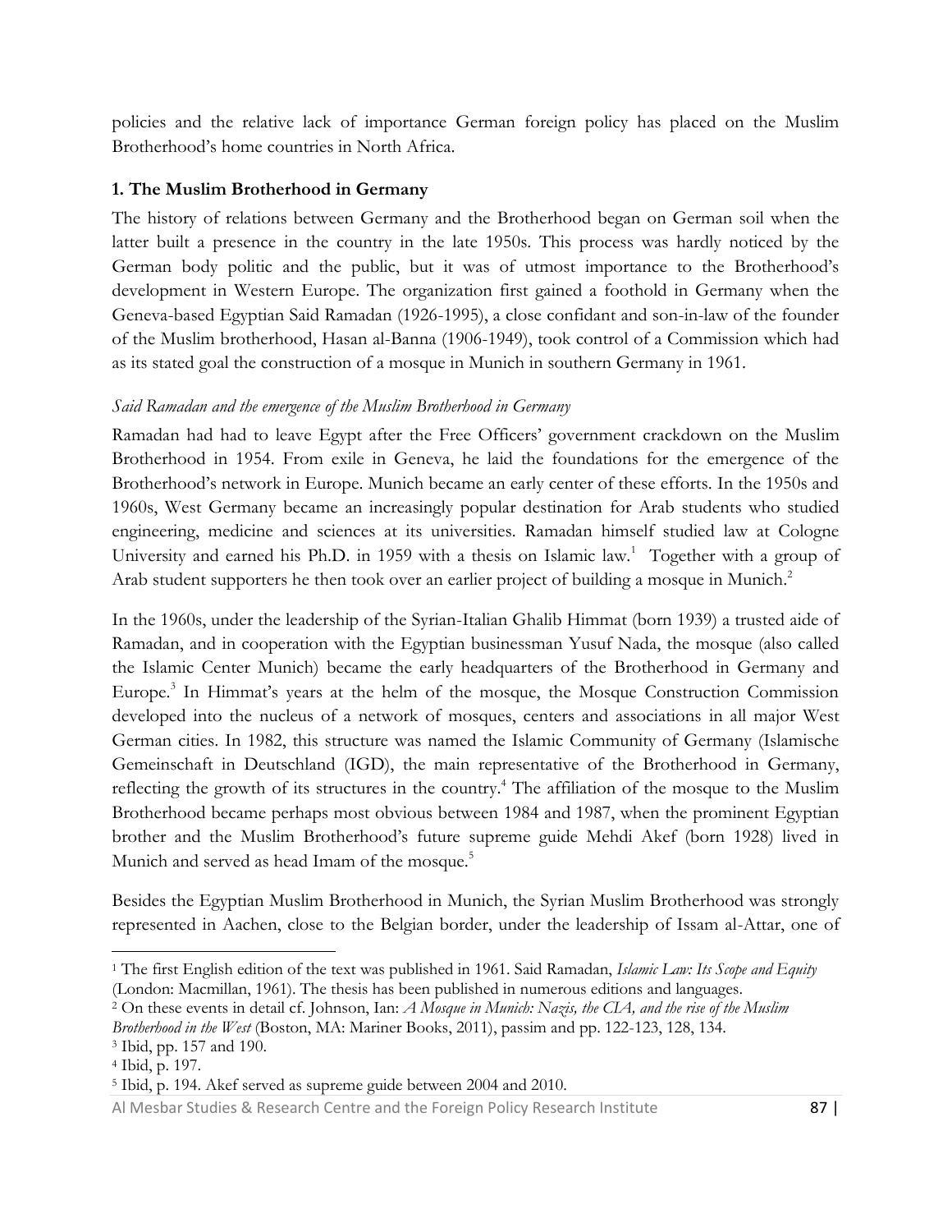policies and the relative lack of importance German foreign policy has placed on the Muslim Brotherhood's home countries in North Africa.

## 1. The Muslim Brotherhood in Germany

The history of relations between Germany and the Brotherhood began on German soil when the latter built a presence in the country in the late 1950s. This process was hardly noticed by the German body politic and the public, but it was of utmost importance to the Brotherhood's development in Western Europe. The organization first gained a foothold in Germany when the Geneva-based Egyptian Said Ramadan (1926-1995), a close confidant and son-in-law of the founder of the Muslim brotherhood, Hasan al-Banna (1906-1949), took control of a Commission which had as its stated goal the construction of a mosque in Munich in southern Germany in 1961.

### *Said Ramadan and the emergence of the Muslim Brotherhood in Germany*

Ramadan had had to leave Egypt after the Free Officers' government crackdown on the Muslim Brotherhood in 1954. From exile in Geneva, he laid the foundations for the emergence of the Brotherhood's network in Europe. Munich became an early center of these efforts. In the 1950s and 1960s, West Germany became an increasingly popular destination for Arab students who studied engineering, medicine and sciences at its universities. Ramadan himself studied law at Cologne University and earned his Ph.D. in 1959 with a thesis on Islamic law.[1] Together with a group of Arab student supporters he then took over an earlier project of building a mosque in Munich.[2]

In the 1960s, under the leadership of the Syrian-Italian Ghalib Himmat (born 1939) a trusted aide of Ramadan, and in cooperation with the Egyptian businessman Yusuf Nada, the mosque (also called the Islamic Center Munich) became the early headquarters of the Brotherhood in Germany and Europe.[3] In Himmat's years at the helm of the mosque, the Mosque Construction Commission developed into the nucleus of a network of mosques, centers and associations in all major West German cities. In 1982, this structure was named the Islamic Community of Germany (Islamische Gemeinschaft in Deutschland (IGD), the main representative of the Brotherhood in Germany, reflecting the growth of its structures in the country.[4] The affiliation of the mosque to the Muslim Brotherhood became perhaps most obvious between 1984 and 1987, when the prominent Egyptian brother and the Muslim Brotherhood's future supreme guide Mehdi Akef (born 1928) lived in Munich and served as head Imam of the mosque.[5]

Besides the Egyptian Muslim Brotherhood in Munich, the Syrian Muslim Brotherhood was strongly represented in Aachen, close to the Belgian border, under the leadership of Issam al-Attar, one of

---

[1] The first English edition of the text was published in 1961. Said Ramadan, *Islamic Law: Its Scope and Equity* (London: Macmillan, 1961). The thesis has been published in numerous editions and languages.

[2] On these events in detail cf. Johnson, Ian: *A Mosque in Munich: Nazis, the CIA, and the rise of the Muslim Brotherhood in the West* (Boston, MA: Mariner Books, 2011), passim and pp. 122-123, 128, 134.

[3] Ibid, pp. 157 and 190.

[4] Ibid, p. 197.

[5] Ibid, p. 194. Akef served as supreme guide between 2004 and 2010.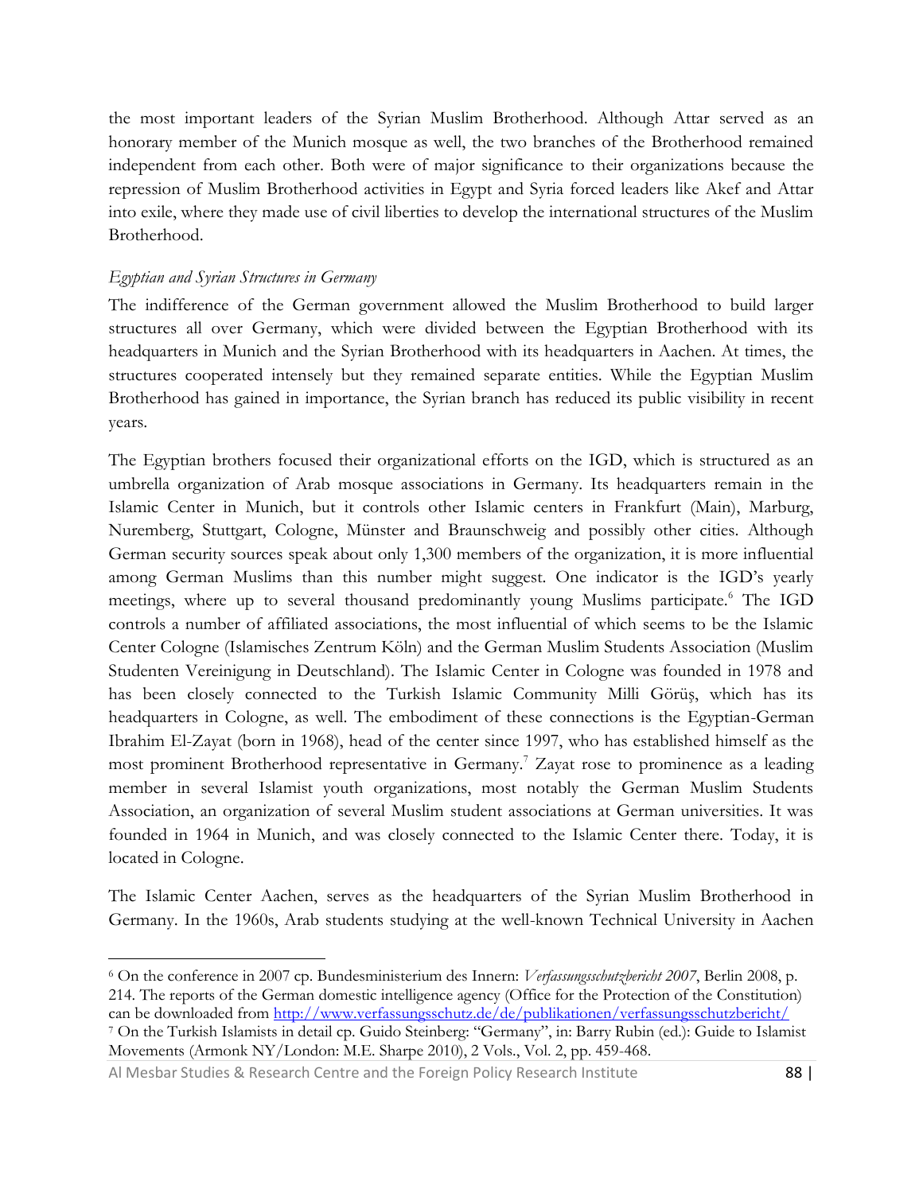the most important leaders of the Syrian Muslim Brotherhood. Although Attar served as an honorary member of the Munich mosque as well, the two branches of the Brotherhood remained independent from each other. Both were of major significance to their organizations because the repression of Muslim Brotherhood activities in Egypt and Syria forced leaders like Akef and Attar into exile, where they made use of civil liberties to develop the international structures of the Muslim Brotherhood.

*Egyptian and Syrian Structures in Germany*

The indifference of the German government allowed the Muslim Brotherhood to build larger structures all over Germany, which were divided between the Egyptian Brotherhood with its headquarters in Munich and the Syrian Brotherhood with its headquarters in Aachen. At times, the structures cooperated intensely but they remained separate entities. While the Egyptian Muslim Brotherhood has gained in importance, the Syrian branch has reduced its public visibility in recent years.

The Egyptian brothers focused their organizational efforts on the IGD, which is structured as an umbrella organization of Arab mosque associations in Germany. Its headquarters remain in the Islamic Center in Munich, but it controls other Islamic centers in Frankfurt (Main), Marburg, Nuremberg, Stuttgart, Cologne, Münster and Braunschweig and possibly other cities. Although German security sources speak about only 1,300 members of the organization, it is more influential among German Muslims than this number might suggest. One indicator is the IGD's yearly meetings, where up to several thousand predominantly young Muslims participate.[6] The IGD controls a number of affiliated associations, the most influential of which seems to be the Islamic Center Cologne (Islamisches Zentrum Köln) and the German Muslim Students Association (Muslim Studenten Vereinigung in Deutschland). The Islamic Center in Cologne was founded in 1978 and has been closely connected to the Turkish Islamic Community Milli Görüş, which has its headquarters in Cologne, as well. The embodiment of these connections is the Egyptian-German Ibrahim El-Zayat (born in 1968), head of the center since 1997, who has established himself as the most prominent Brotherhood representative in Germany.[7] Zayat rose to prominence as a leading member in several Islamist youth organizations, most notably the German Muslim Students Association, an organization of several Muslim student associations at German universities. It was founded in 1964 in Munich, and was closely connected to the Islamic Center there. Today, it is located in Cologne.

The Islamic Center Aachen, serves as the headquarters of the Syrian Muslim Brotherhood in Germany. In the 1960s, Arab students studying at the well-known Technical University in Aachen

[6] On the conference in 2007 cp. Bundesministerium des Innern: *Verfassungsschutzbericht 2007*, Berlin 2008, p. 214. The reports of the German domestic intelligence agency (Office for the Protection of the Constitution) can be downloaded from http://www.verfassungsschutz.de/de/publikationen/verfassungsschutzbericht/

[7] On the Turkish Islamists in detail cp. Guido Steinberg: "Germany", in: Barry Rubin (ed.): Guide to Islamist Movements (Armonk NY/London: M.E. Sharpe 2010), 2 Vols., Vol. 2, pp. 459-468.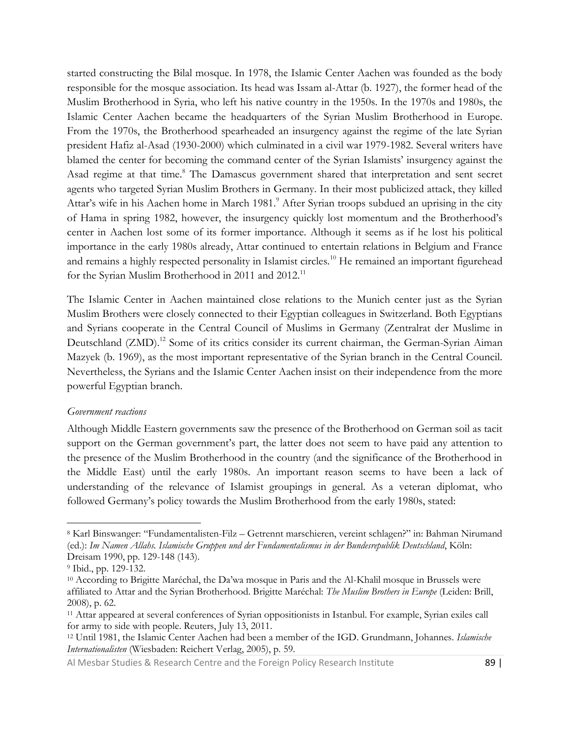started constructing the Bilal mosque. In 1978, the Islamic Center Aachen was founded as the body responsible for the mosque association. Its head was Issam al-Attar (b. 1927), the former head of the Muslim Brotherhood in Syria, who left his native country in the 1950s. In the 1970s and 1980s, the Islamic Center Aachen became the headquarters of the Syrian Muslim Brotherhood in Europe. From the 1970s, the Brotherhood spearheaded an insurgency against the regime of the late Syrian president Hafiz al-Asad (1930-2000) which culminated in a civil war 1979-1982. Several writers have blamed the center for becoming the command center of the Syrian Islamists' insurgency against the Asad regime at that time.[8] The Damascus government shared that interpretation and sent secret agents who targeted Syrian Muslim Brothers in Germany. In their most publicized attack, they killed Attar's wife in his Aachen home in March 1981.[9] After Syrian troops subdued an uprising in the city of Hama in spring 1982, however, the insurgency quickly lost momentum and the Brotherhood's center in Aachen lost some of its former importance. Although it seems as if he lost his political importance in the early 1980s already, Attar continued to entertain relations in Belgium and France and remains a highly respected personality in Islamist circles.[10] He remained an important figurehead for the Syrian Muslim Brotherhood in 2011 and 2012.[11]

The Islamic Center in Aachen maintained close relations to the Munich center just as the Syrian Muslim Brothers were closely connected to their Egyptian colleagues in Switzerland. Both Egyptians and Syrians cooperate in the Central Council of Muslims in Germany (Zentralrat der Muslime in Deutschland (ZMD).[12] Some of its critics consider its current chairman, the German-Syrian Aiman Mazyek (b. 1969), as the most important representative of the Syrian branch in the Central Council. Nevertheless, the Syrians and the Islamic Center Aachen insist on their independence from the more powerful Egyptian branch.

*Government reactions*

Although Middle Eastern governments saw the presence of the Brotherhood on German soil as tacit support on the German government's part, the latter does not seem to have paid any attention to the presence of the Muslim Brotherhood in the country (and the significance of the Brotherhood in the Middle East) until the early 1980s. An important reason seems to have been a lack of understanding of the relevance of Islamist groupings in general. As a veteran diplomat, who followed Germany's policy towards the Muslim Brotherhood from the early 1980s, stated:

---

[8] Karl Binswanger: "Fundamentalisten-Filz – Getrennt marschieren, vereint schlagen?" in: Bahman Nirumand (ed.): *Im Namen Allahs. Islamische Gruppen und der Fundamentalismus in der Bundesrepublik Deutschland*, Köln: Dreisam 1990, pp. 129-148 (143).

[9] Ibid., pp. 129-132.

[10] According to Brigitte Maréchal, the Da'wa mosque in Paris and the Al-Khalil mosque in Brussels were affiliated to Attar and the Syrian Brotherhood. Brigitte Maréchal: *The Muslim Brothers in Europe* (Leiden: Brill, 2008), p. 62.

[11] Attar appeared at several conferences of Syrian oppositionists in Istanbul. For example, Syrian exiles call for army to side with people. Reuters, July 13, 2011.

[12] Until 1981, the Islamic Center Aachen had been a member of the IGD. Grundmann, Johannes. *Islamische Internationalisten* (Wiesbaden: Reichert Verlag, 2005), p. 59.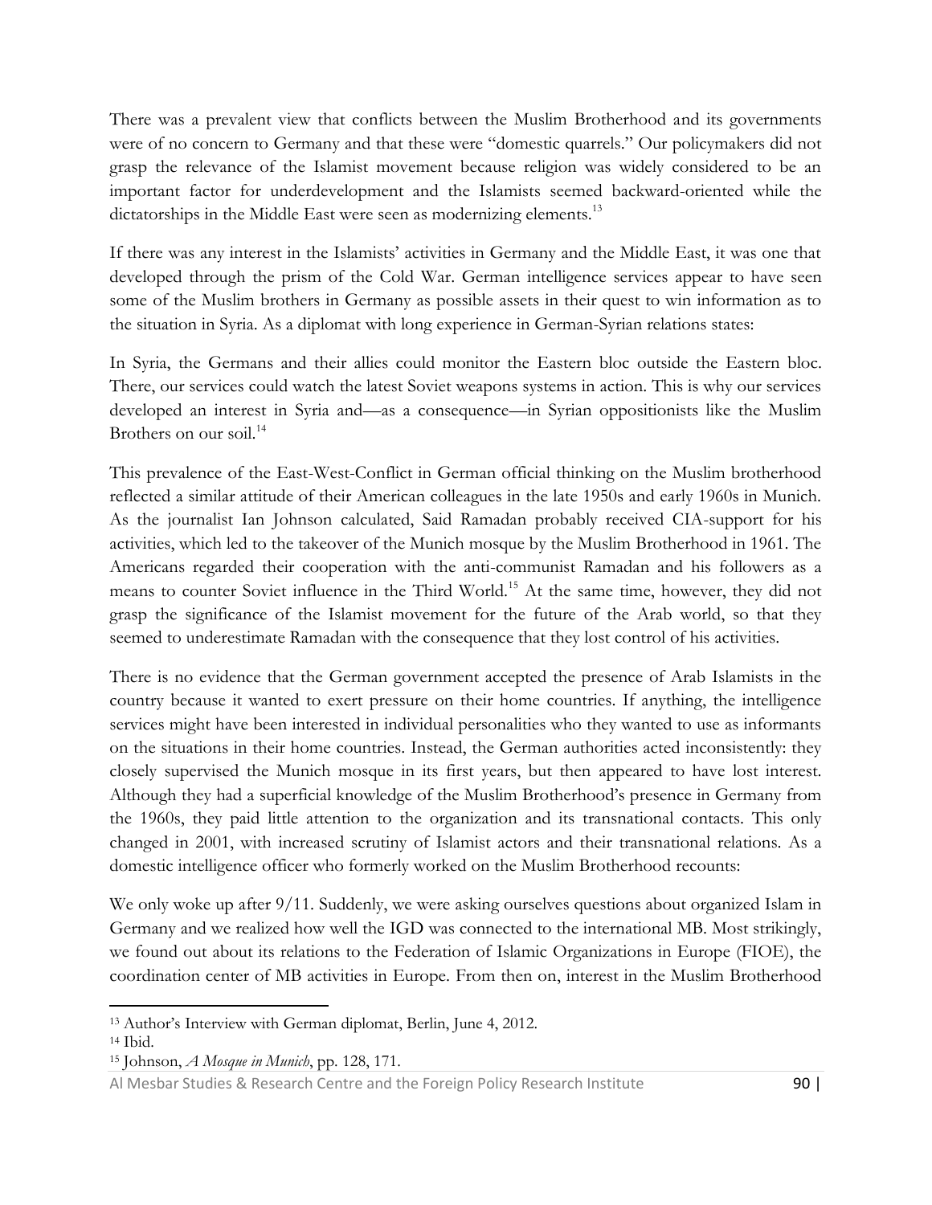There was a prevalent view that conflicts between the Muslim Brotherhood and its governments were of no concern to Germany and that these were "domestic quarrels." Our policymakers did not grasp the relevance of the Islamist movement because religion was widely considered to be an important factor for underdevelopment and the Islamists seemed backward-oriented while the dictatorships in the Middle East were seen as modernizing elements.[13]

If there was any interest in the Islamists' activities in Germany and the Middle East, it was one that developed through the prism of the Cold War. German intelligence services appear to have seen some of the Muslim brothers in Germany as possible assets in their quest to win information as to the situation in Syria. As a diplomat with long experience in German-Syrian relations states:

In Syria, the Germans and their allies could monitor the Eastern bloc outside the Eastern bloc. There, our services could watch the latest Soviet weapons systems in action. This is why our services developed an interest in Syria and—as a consequence—in Syrian oppositionists like the Muslim Brothers on our soil.[14]

This prevalence of the East-West-Conflict in German official thinking on the Muslim brotherhood reflected a similar attitude of their American colleagues in the late 1950s and early 1960s in Munich. As the journalist Ian Johnson calculated, Said Ramadan probably received CIA-support for his activities, which led to the takeover of the Munich mosque by the Muslim Brotherhood in 1961. The Americans regarded their cooperation with the anti-communist Ramadan and his followers as a means to counter Soviet influence in the Third World.[15] At the same time, however, they did not grasp the significance of the Islamist movement for the future of the Arab world, so that they seemed to underestimate Ramadan with the consequence that they lost control of his activities.

There is no evidence that the German government accepted the presence of Arab Islamists in the country because it wanted to exert pressure on their home countries. If anything, the intelligence services might have been interested in individual personalities who they wanted to use as informants on the situations in their home countries. Instead, the German authorities acted inconsistently: they closely supervised the Munich mosque in its first years, but then appeared to have lost interest. Although they had a superficial knowledge of the Muslim Brotherhood's presence in Germany from the 1960s, they paid little attention to the organization and its transnational contacts. This only changed in 2001, with increased scrutiny of Islamist actors and their transnational relations. As a domestic intelligence officer who formerly worked on the Muslim Brotherhood recounts:

We only woke up after 9/11. Suddenly, we were asking ourselves questions about organized Islam in Germany and we realized how well the IGD was connected to the international MB. Most strikingly, we found out about its relations to the Federation of Islamic Organizations in Europe (FIOE), the coordination center of MB activities in Europe. From then on, interest in the Muslim Brotherhood

---

[13] Author's Interview with German diplomat, Berlin, June 4, 2012.

[14] Ibid.

[15] Johnson, *A Mosque in Munich*, pp. 128, 171.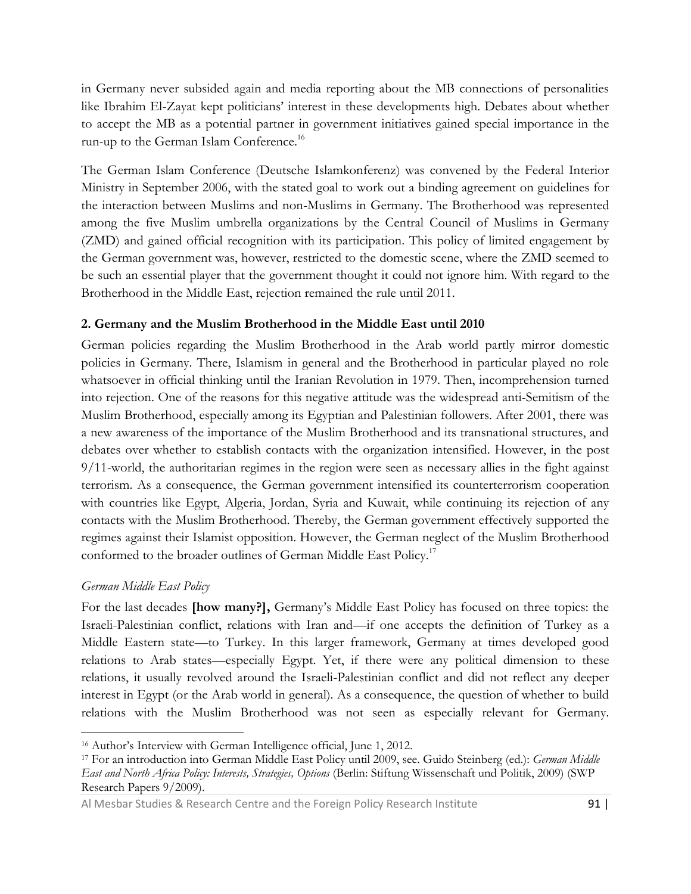in Germany never subsided again and media reporting about the MB connections of personalities like Ibrahim El-Zayat kept politicians' interest in these developments high. Debates about whether to accept the MB as a potential partner in government initiatives gained special importance in the run-up to the German Islam Conference.[16]

The German Islam Conference (Deutsche Islamkonferenz) was convened by the Federal Interior Ministry in September 2006, with the stated goal to work out a binding agreement on guidelines for the interaction between Muslims and non-Muslims in Germany. The Brotherhood was represented among the five Muslim umbrella organizations by the Central Council of Muslims in Germany (ZMD) and gained official recognition with its participation. This policy of limited engagement by the German government was, however, restricted to the domestic scene, where the ZMD seemed to be such an essential player that the government thought it could not ignore him. With regard to the Brotherhood in the Middle East, rejection remained the rule until 2011.

### 2. Germany and the Muslim Brotherhood in the Middle East until 2010

German policies regarding the Muslim Brotherhood in the Arab world partly mirror domestic policies in Germany. There, Islamism in general and the Brotherhood in particular played no role whatsoever in official thinking until the Iranian Revolution in 1979. Then, incomprehension turned into rejection. One of the reasons for this negative attitude was the widespread anti-Semitism of the Muslim Brotherhood, especially among its Egyptian and Palestinian followers. After 2001, there was a new awareness of the importance of the Muslim Brotherhood and its transnational structures, and debates over whether to establish contacts with the organization intensified. However, in the post 9/11-world, the authoritarian regimes in the region were seen as necessary allies in the fight against terrorism. As a consequence, the German government intensified its counterterrorism cooperation with countries like Egypt, Algeria, Jordan, Syria and Kuwait, while continuing its rejection of any contacts with the Muslim Brotherhood. Thereby, the German government effectively supported the regimes against their Islamist opposition. However, the German neglect of the Muslim Brotherhood conformed to the broader outlines of German Middle East Policy.[17]

*German Middle East Policy*

For the last decades **[how many?],** Germany's Middle East Policy has focused on three topics: the Israeli-Palestinian conflict, relations with Iran and—if one accepts the definition of Turkey as a Middle Eastern state—to Turkey. In this larger framework, Germany at times developed good relations to Arab states—especially Egypt. Yet, if there were any political dimension to these relations, it usually revolved around the Israeli-Palestinian conflict and did not reflect any deeper interest in Egypt (or the Arab world in general). As a consequence, the question of whether to build relations with the Muslim Brotherhood was not seen as especially relevant for Germany.

---

[16] Author's Interview with German Intelligence official, June 1, 2012.

[17] For an introduction into German Middle East Policy until 2009, see. Guido Steinberg (ed.): *German Middle East and North Africa Policy: Interests, Strategies, Options* (Berlin: Stiftung Wissenschaft und Politik, 2009) (SWP Research Papers 9/2009).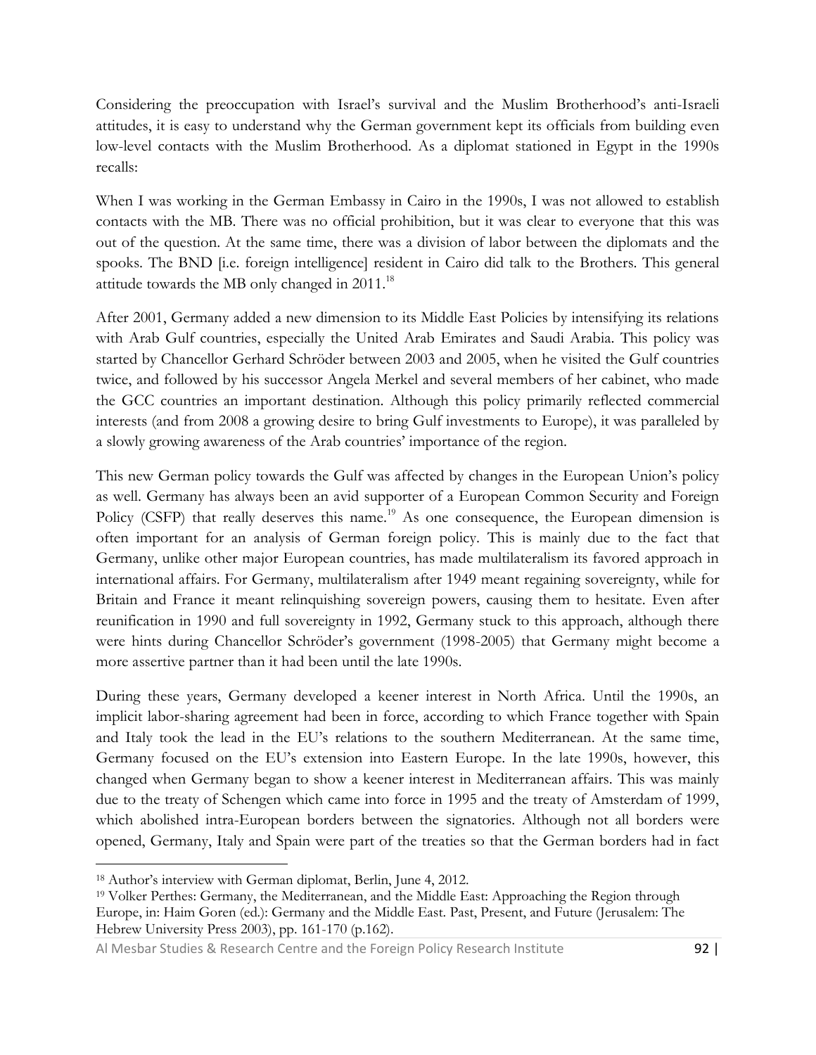Considering the preoccupation with Israel's survival and the Muslim Brotherhood's anti-Israeli attitudes, it is easy to understand why the German government kept its officials from building even low-level contacts with the Muslim Brotherhood. As a diplomat stationed in Egypt in the 1990s recalls:

When I was working in the German Embassy in Cairo in the 1990s, I was not allowed to establish contacts with the MB. There was no official prohibition, but it was clear to everyone that this was out of the question. At the same time, there was a division of labor between the diplomats and the spooks. The BND [i.e. foreign intelligence] resident in Cairo did talk to the Brothers. This general attitude towards the MB only changed in 2011.[18]

After 2001, Germany added a new dimension to its Middle East Policies by intensifying its relations with Arab Gulf countries, especially the United Arab Emirates and Saudi Arabia. This policy was started by Chancellor Gerhard Schröder between 2003 and 2005, when he visited the Gulf countries twice, and followed by his successor Angela Merkel and several members of her cabinet, who made the GCC countries an important destination. Although this policy primarily reflected commercial interests (and from 2008 a growing desire to bring Gulf investments to Europe), it was paralleled by a slowly growing awareness of the Arab countries' importance of the region.

This new German policy towards the Gulf was affected by changes in the European Union's policy as well. Germany has always been an avid supporter of a European Common Security and Foreign Policy (CSFP) that really deserves this name.[19] As one consequence, the European dimension is often important for an analysis of German foreign policy. This is mainly due to the fact that Germany, unlike other major European countries, has made multilateralism its favored approach in international affairs. For Germany, multilateralism after 1949 meant regaining sovereignty, while for Britain and France it meant relinquishing sovereign powers, causing them to hesitate. Even after reunification in 1990 and full sovereignty in 1992, Germany stuck to this approach, although there were hints during Chancellor Schröder's government (1998-2005) that Germany might become a more assertive partner than it had been until the late 1990s.

During these years, Germany developed a keener interest in North Africa. Until the 1990s, an implicit labor-sharing agreement had been in force, according to which France together with Spain and Italy took the lead in the EU's relations to the southern Mediterranean. At the same time, Germany focused on the EU's extension into Eastern Europe. In the late 1990s, however, this changed when Germany began to show a keener interest in Mediterranean affairs. This was mainly due to the treaty of Schengen which came into force in 1995 and the treaty of Amsterdam of 1999, which abolished intra-European borders between the signatories. Although not all borders were opened, Germany, Italy and Spain were part of the treaties so that the German borders had in fact

---

[18] Author's interview with German diplomat, Berlin, June 4, 2012.

[19] Volker Perthes: Germany, the Mediterranean, and the Middle East: Approaching the Region through Europe, in: Haim Goren (ed.): Germany and the Middle East. Past, Present, and Future (Jerusalem: The Hebrew University Press 2003), pp. 161-170 (p.162).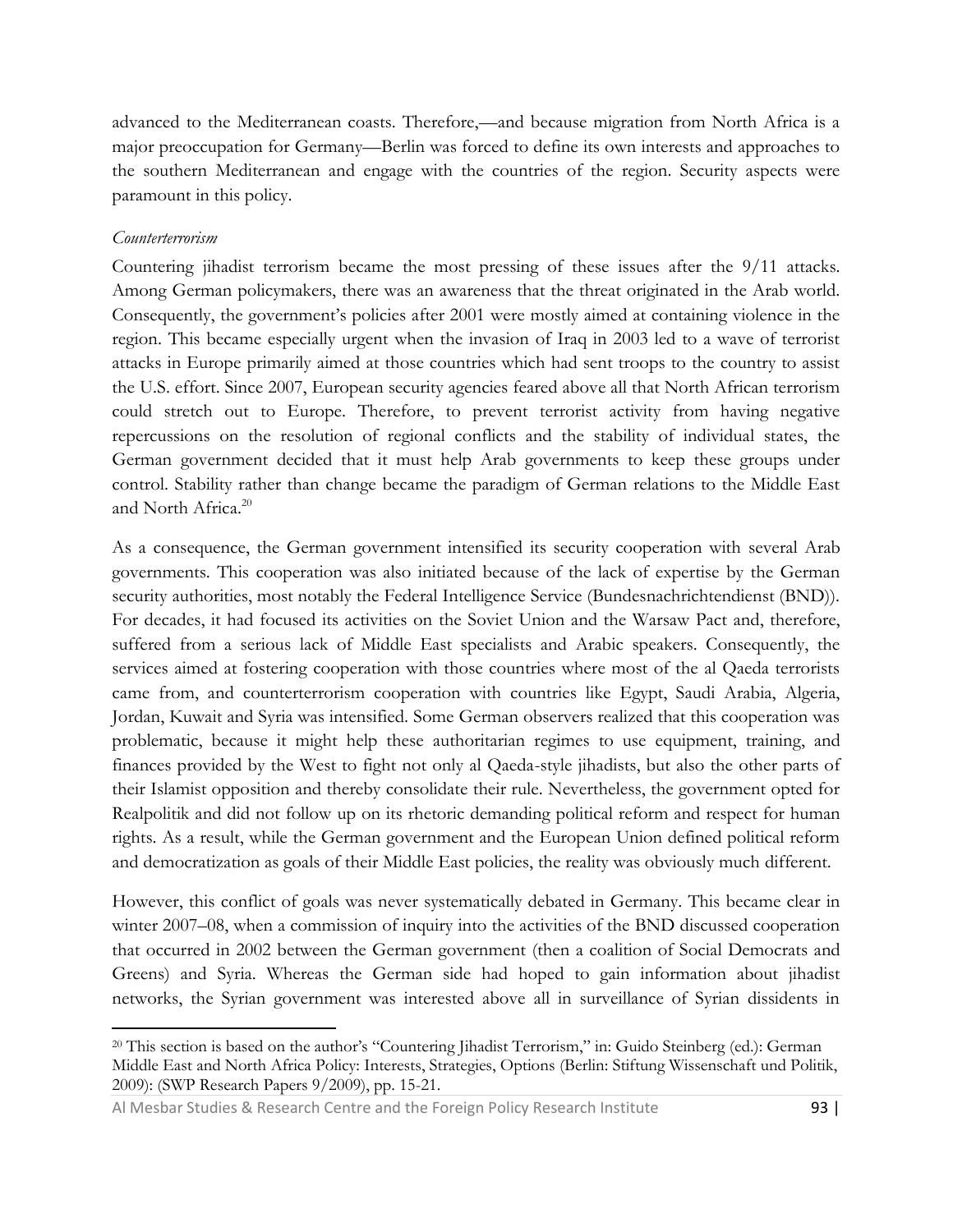advanced to the Mediterranean coasts. Therefore,—and because migration from North Africa is a major preoccupation for Germany—Berlin was forced to define its own interests and approaches to the southern Mediterranean and engage with the countries of the region. Security aspects were paramount in this policy.

*Counterterrorism*

Countering jihadist terrorism became the most pressing of these issues after the 9/11 attacks. Among German policymakers, there was an awareness that the threat originated in the Arab world. Consequently, the government's policies after 2001 were mostly aimed at containing violence in the region. This became especially urgent when the invasion of Iraq in 2003 led to a wave of terrorist attacks in Europe primarily aimed at those countries which had sent troops to the country to assist the U.S. effort. Since 2007, European security agencies feared above all that North African terrorism could stretch out to Europe. Therefore, to prevent terrorist activity from having negative repercussions on the resolution of regional conflicts and the stability of individual states, the German government decided that it must help Arab governments to keep these groups under control. Stability rather than change became the paradigm of German relations to the Middle East and North Africa.[20]

As a consequence, the German government intensified its security cooperation with several Arab governments. This cooperation was also initiated because of the lack of expertise by the German security authorities, most notably the Federal Intelligence Service (Bundesnachrichtendienst (BND)). For decades, it had focused its activities on the Soviet Union and the Warsaw Pact and, therefore, suffered from a serious lack of Middle East specialists and Arabic speakers. Consequently, the services aimed at fostering cooperation with those countries where most of the al Qaeda terrorists came from, and counterterrorism cooperation with countries like Egypt, Saudi Arabia, Algeria, Jordan, Kuwait and Syria was intensified. Some German observers realized that this cooperation was problematic, because it might help these authoritarian regimes to use equipment, training, and finances provided by the West to fight not only al Qaeda-style jihadists, but also the other parts of their Islamist opposition and thereby consolidate their rule. Nevertheless, the government opted for Realpolitik and did not follow up on its rhetoric demanding political reform and respect for human rights. As a result, while the German government and the European Union defined political reform and democratization as goals of their Middle East policies, the reality was obviously much different.

However, this conflict of goals was never systematically debated in Germany. This became clear in winter 2007–08, when a commission of inquiry into the activities of the BND discussed cooperation that occurred in 2002 between the German government (then a coalition of Social Democrats and Greens) and Syria. Whereas the German side had hoped to gain information about jihadist networks, the Syrian government was interested above all in surveillance of Syrian dissidents in

---

[20] This section is based on the author's "Countering Jihadist Terrorism," in: Guido Steinberg (ed.): German Middle East and North Africa Policy: Interests, Strategies, Options (Berlin: Stiftung Wissenschaft und Politik, 2009): (SWP Research Papers 9/2009), pp. 15-21.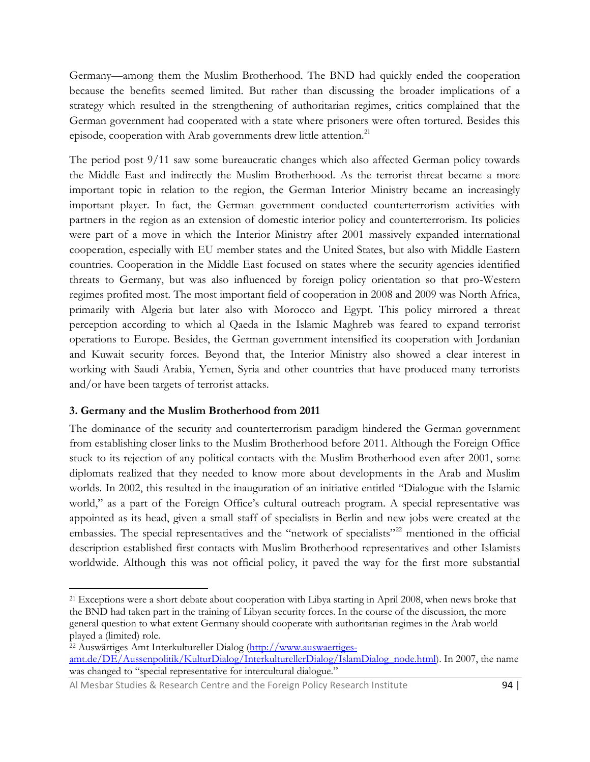Germany—among them the Muslim Brotherhood. The BND had quickly ended the cooperation because the benefits seemed limited. But rather than discussing the broader implications of a strategy which resulted in the strengthening of authoritarian regimes, critics complained that the German government had cooperated with a state where prisoners were often tortured. Besides this episode, cooperation with Arab governments drew little attention.[21]

The period post 9/11 saw some bureaucratic changes which also affected German policy towards the Middle East and indirectly the Muslim Brotherhood. As the terrorist threat became a more important topic in relation to the region, the German Interior Ministry became an increasingly important player. In fact, the German government conducted counterterrorism activities with partners in the region as an extension of domestic interior policy and counterterrorism. Its policies were part of a move in which the Interior Ministry after 2001 massively expanded international cooperation, especially with EU member states and the United States, but also with Middle Eastern countries. Cooperation in the Middle East focused on states where the security agencies identified threats to Germany, but was also influenced by foreign policy orientation so that pro-Western regimes profited most. The most important field of cooperation in 2008 and 2009 was North Africa, primarily with Algeria but later also with Morocco and Egypt. This policy mirrored a threat perception according to which al Qaeda in the Islamic Maghreb was feared to expand terrorist operations to Europe. Besides, the German government intensified its cooperation with Jordanian and Kuwait security forces. Beyond that, the Interior Ministry also showed a clear interest in working with Saudi Arabia, Yemen, Syria and other countries that have produced many terrorists and/or have been targets of terrorist attacks.

### 3. Germany and the Muslim Brotherhood from 2011

The dominance of the security and counterterrorism paradigm hindered the German government from establishing closer links to the Muslim Brotherhood before 2011. Although the Foreign Office stuck to its rejection of any political contacts with the Muslim Brotherhood even after 2001, some diplomats realized that they needed to know more about developments in the Arab and Muslim worlds. In 2002, this resulted in the inauguration of an initiative entitled "Dialogue with the Islamic world," as a part of the Foreign Office's cultural outreach program. A special representative was appointed as its head, given a small staff of specialists in Berlin and new jobs were created at the embassies. The special representatives and the "network of specialists"[22] mentioned in the official description established first contacts with Muslim Brotherhood representatives and other Islamists worldwide. Although this was not official policy, it paved the way for the first more substantial

---

[21] Exceptions were a short debate about cooperation with Libya starting in April 2008, when news broke that the BND had taken part in the training of Libyan security forces. In the course of the discussion, the more general question to what extent Germany should cooperate with authoritarian regimes in the Arab world played a (limited) role.

[22] Auswärtiges Amt Interkultureller Dialog (http://www.auswaertiges-amt.de/DE/Aussenpolitik/KulturDialog/InterkulturellerDialog/IslamDialog_node.html). In 2007, the name was changed to "special representative for intercultural dialogue."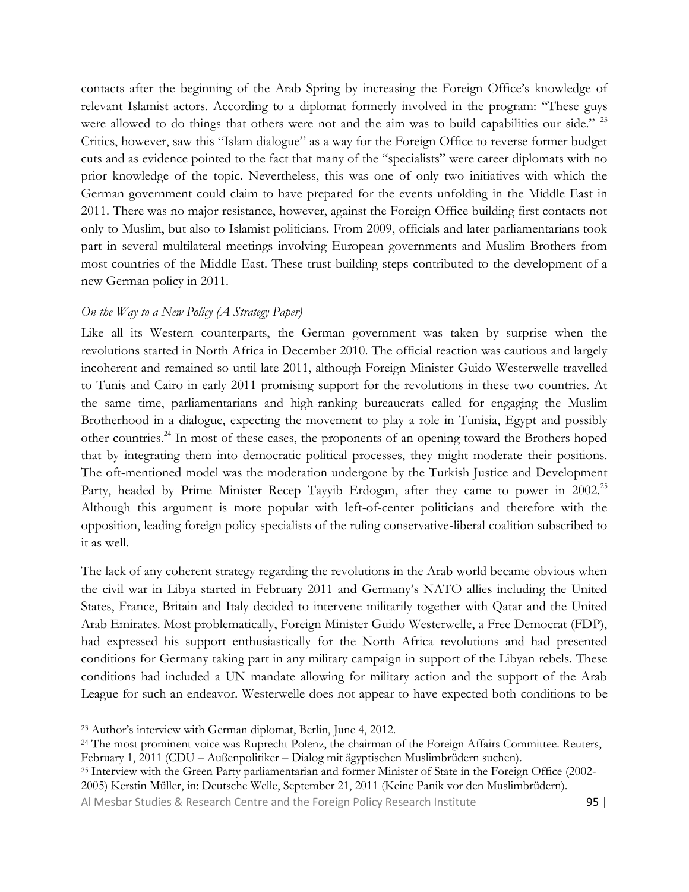contacts after the beginning of the Arab Spring by increasing the Foreign Office's knowledge of relevant Islamist actors. According to a diplomat formerly involved in the program: "These guys were allowed to do things that others were not and the aim was to build capabilities our side." [23] Critics, however, saw this "Islam dialogue" as a way for the Foreign Office to reverse former budget cuts and as evidence pointed to the fact that many of the "specialists" were career diplomats with no prior knowledge of the topic. Nevertheless, this was one of only two initiatives with which the German government could claim to have prepared for the events unfolding in the Middle East in 2011. There was no major resistance, however, against the Foreign Office building first contacts not only to Muslim, but also to Islamist politicians. From 2009, officials and later parliamentarians took part in several multilateral meetings involving European governments and Muslim Brothers from most countries of the Middle East. These trust-building steps contributed to the development of a new German policy in 2011.

*On the Way to a New Policy (A Strategy Paper)*

Like all its Western counterparts, the German government was taken by surprise when the revolutions started in North Africa in December 2010. The official reaction was cautious and largely incoherent and remained so until late 2011, although Foreign Minister Guido Westerwelle travelled to Tunis and Cairo in early 2011 promising support for the revolutions in these two countries. At the same time, parliamentarians and high-ranking bureaucrats called for engaging the Muslim Brotherhood in a dialogue, expecting the movement to play a role in Tunisia, Egypt and possibly other countries.[24] In most of these cases, the proponents of an opening toward the Brothers hoped that by integrating them into democratic political processes, they might moderate their positions. The oft-mentioned model was the moderation undergone by the Turkish Justice and Development Party, headed by Prime Minister Recep Tayyib Erdogan, after they came to power in 2002.[25] Although this argument is more popular with left-of-center politicians and therefore with the opposition, leading foreign policy specialists of the ruling conservative-liberal coalition subscribed to it as well.

The lack of any coherent strategy regarding the revolutions in the Arab world became obvious when the civil war in Libya started in February 2011 and Germany's NATO allies including the United States, France, Britain and Italy decided to intervene militarily together with Qatar and the United Arab Emirates. Most problematically, Foreign Minister Guido Westerwelle, a Free Democrat (FDP), had expressed his support enthusiastically for the North Africa revolutions and had presented conditions for Germany taking part in any military campaign in support of the Libyan rebels. These conditions had included a UN mandate allowing for military action and the support of the Arab League for such an endeavor. Westerwelle does not appear to have expected both conditions to be

---

[23] Author's interview with German diplomat, Berlin, June 4, 2012.

[24] The most prominent voice was Ruprecht Polenz, the chairman of the Foreign Affairs Committee. Reuters, February 1, 2011 (CDU – Außenpolitiker – Dialog mit ägyptischen Muslimbrüdern suchen).

[25] Interview with the Green Party parliamentarian and former Minister of State in the Foreign Office (2002-2005) Kerstin Müller, in: Deutsche Welle, September 21, 2011 (Keine Panik vor den Muslimbrüdern).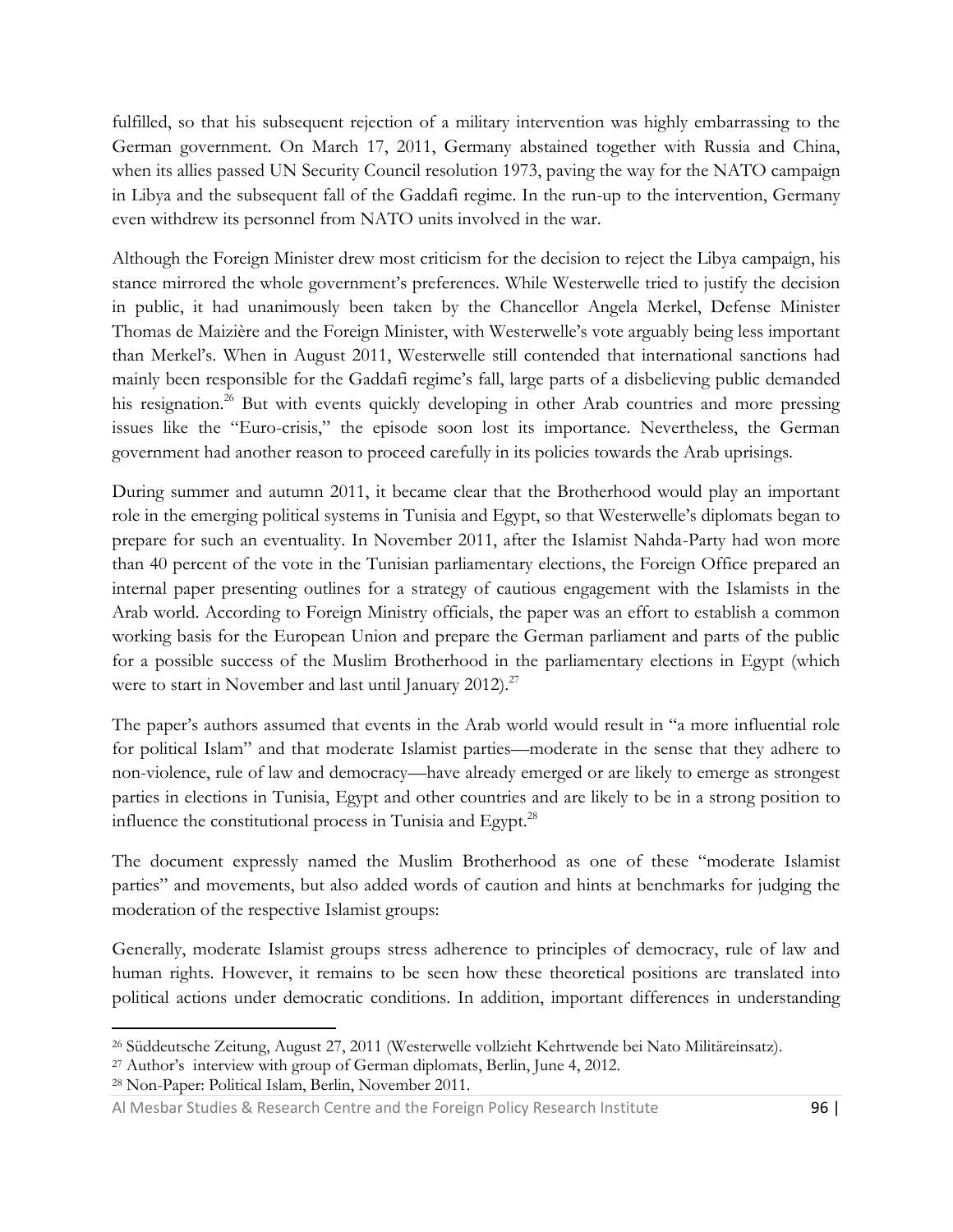fulfilled, so that his subsequent rejection of a military intervention was highly embarrassing to the German government. On March 17, 2011, Germany abstained together with Russia and China, when its allies passed UN Security Council resolution 1973, paving the way for the NATO campaign in Libya and the subsequent fall of the Gaddafi regime. In the run-up to the intervention, Germany even withdrew its personnel from NATO units involved in the war.

Although the Foreign Minister drew most criticism for the decision to reject the Libya campaign, his stance mirrored the whole government's preferences. While Westerwelle tried to justify the decision in public, it had unanimously been taken by the Chancellor Angela Merkel, Defense Minister Thomas de Maizière and the Foreign Minister, with Westerwelle's vote arguably being less important than Merkel's. When in August 2011, Westerwelle still contended that international sanctions had mainly been responsible for the Gaddafi regime's fall, large parts of a disbelieving public demanded his resignation.[26] But with events quickly developing in other Arab countries and more pressing issues like the "Euro-crisis," the episode soon lost its importance. Nevertheless, the German government had another reason to proceed carefully in its policies towards the Arab uprisings.

During summer and autumn 2011, it became clear that the Brotherhood would play an important role in the emerging political systems in Tunisia and Egypt, so that Westerwelle's diplomats began to prepare for such an eventuality. In November 2011, after the Islamist Nahda-Party had won more than 40 percent of the vote in the Tunisian parliamentary elections, the Foreign Office prepared an internal paper presenting outlines for a strategy of cautious engagement with the Islamists in the Arab world. According to Foreign Ministry officials, the paper was an effort to establish a common working basis for the European Union and prepare the German parliament and parts of the public for a possible success of the Muslim Brotherhood in the parliamentary elections in Egypt (which were to start in November and last until January 2012).[27]

The paper's authors assumed that events in the Arab world would result in "a more influential role for political Islam" and that moderate Islamist parties—moderate in the sense that they adhere to non-violence, rule of law and democracy—have already emerged or are likely to emerge as strongest parties in elections in Tunisia, Egypt and other countries and are likely to be in a strong position to influence the constitutional process in Tunisia and Egypt.[28]

The document expressly named the Muslim Brotherhood as one of these "moderate Islamist parties" and movements, but also added words of caution and hints at benchmarks for judging the moderation of the respective Islamist groups:

Generally, moderate Islamist groups stress adherence to principles of democracy, rule of law and human rights. However, it remains to be seen how these theoretical positions are translated into political actions under democratic conditions. In addition, important differences in understanding

---

[26] Süddeutsche Zeitung, August 27, 2011 (Westerwelle vollzieht Kehrtwende bei Nato Militäreinsatz).

[27] Author's interview with group of German diplomats, Berlin, June 4, 2012.

[28] Non-Paper: Political Islam, Berlin, November 2011.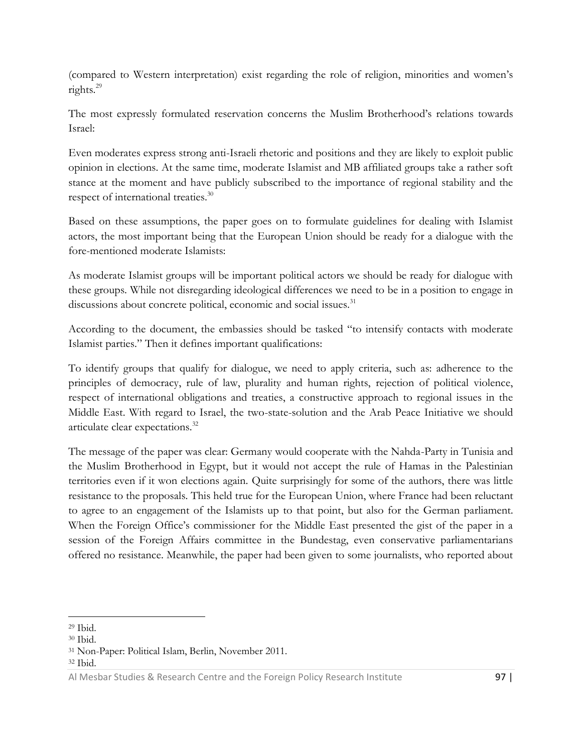(compared to Western interpretation) exist regarding the role of religion, minorities and women's rights.[29]

The most expressly formulated reservation concerns the Muslim Brotherhood's relations towards Israel:

Even moderates express strong anti-Israeli rhetoric and positions and they are likely to exploit public opinion in elections. At the same time, moderate Islamist and MB affiliated groups take a rather soft stance at the moment and have publicly subscribed to the importance of regional stability and the respect of international treaties.[30]

Based on these assumptions, the paper goes on to formulate guidelines for dealing with Islamist actors, the most important being that the European Union should be ready for a dialogue with the fore-mentioned moderate Islamists:

As moderate Islamist groups will be important political actors we should be ready for dialogue with these groups. While not disregarding ideological differences we need to be in a position to engage in discussions about concrete political, economic and social issues.[31]

According to the document, the embassies should be tasked "to intensify contacts with moderate Islamist parties." Then it defines important qualifications:

To identify groups that qualify for dialogue, we need to apply criteria, such as: adherence to the principles of democracy, rule of law, plurality and human rights, rejection of political violence, respect of international obligations and treaties, a constructive approach to regional issues in the Middle East. With regard to Israel, the two-state-solution and the Arab Peace Initiative we should articulate clear expectations.[32]

The message of the paper was clear: Germany would cooperate with the Nahda-Party in Tunisia and the Muslim Brotherhood in Egypt, but it would not accept the rule of Hamas in the Palestinian territories even if it won elections again. Quite surprisingly for some of the authors, there was little resistance to the proposals. This held true for the European Union, where France had been reluctant to agree to an engagement of the Islamists up to that point, but also for the German parliament. When the Foreign Office's commissioner for the Middle East presented the gist of the paper in a session of the Foreign Affairs committee in the Bundestag, even conservative parliamentarians offered no resistance. Meanwhile, the paper had been given to some journalists, who reported about

---

[29] Ibid.

[30] Ibid.

[31] Non-Paper: Political Islam, Berlin, November 2011.

[32] Ibid.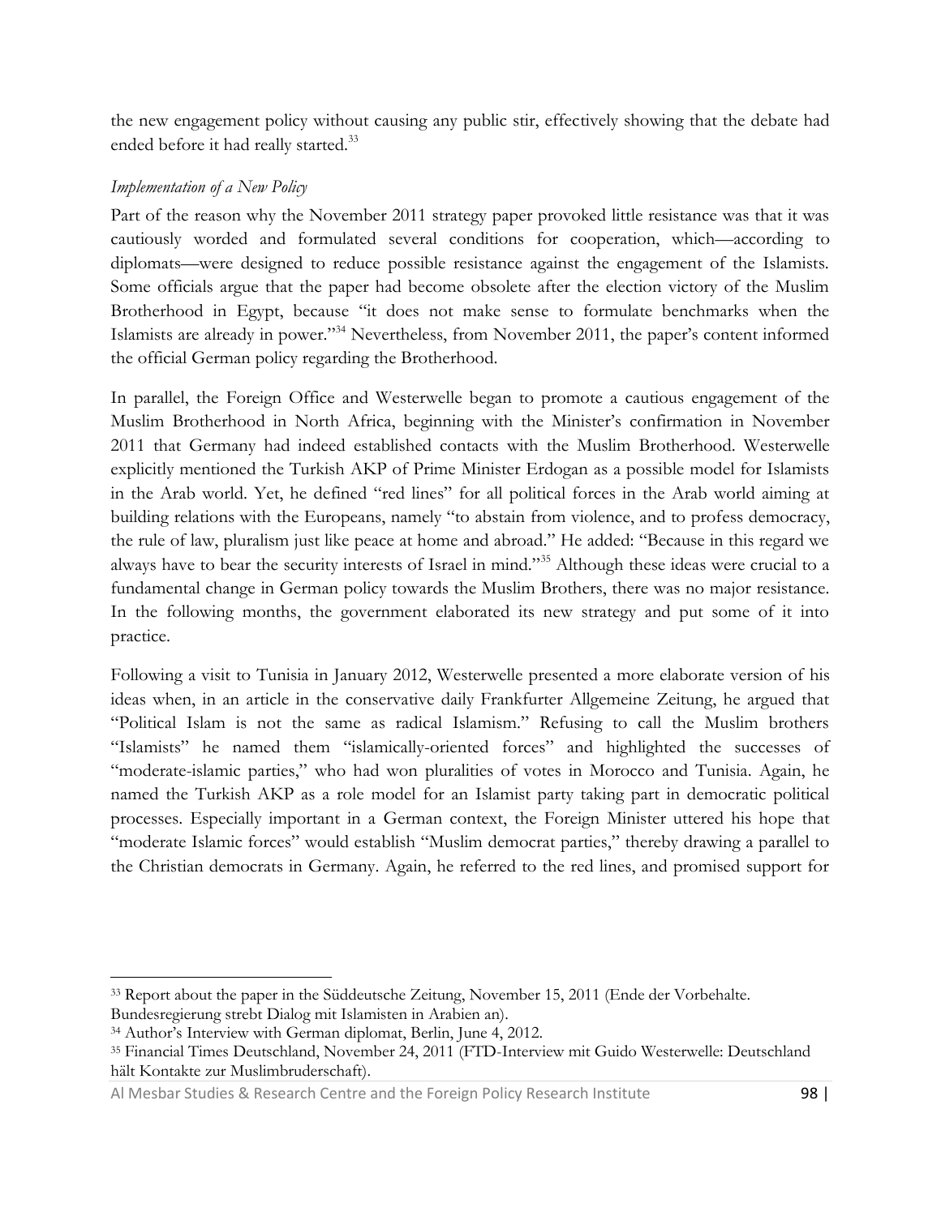the new engagement policy without causing any public stir, effectively showing that the debate had ended before it had really started.[33]

*Implementation of a New Policy*

Part of the reason why the November 2011 strategy paper provoked little resistance was that it was cautiously worded and formulated several conditions for cooperation, which—according to diplomats—were designed to reduce possible resistance against the engagement of the Islamists. Some officials argue that the paper had become obsolete after the election victory of the Muslim Brotherhood in Egypt, because "it does not make sense to formulate benchmarks when the Islamists are already in power."[34] Nevertheless, from November 2011, the paper's content informed the official German policy regarding the Brotherhood.

In parallel, the Foreign Office and Westerwelle began to promote a cautious engagement of the Muslim Brotherhood in North Africa, beginning with the Minister's confirmation in November 2011 that Germany had indeed established contacts with the Muslim Brotherhood. Westerwelle explicitly mentioned the Turkish AKP of Prime Minister Erdogan as a possible model for Islamists in the Arab world. Yet, he defined "red lines" for all political forces in the Arab world aiming at building relations with the Europeans, namely "to abstain from violence, and to profess democracy, the rule of law, pluralism just like peace at home and abroad." He added: "Because in this regard we always have to bear the security interests of Israel in mind."[35] Although these ideas were crucial to a fundamental change in German policy towards the Muslim Brothers, there was no major resistance. In the following months, the government elaborated its new strategy and put some of it into practice.

Following a visit to Tunisia in January 2012, Westerwelle presented a more elaborate version of his ideas when, in an article in the conservative daily Frankfurter Allgemeine Zeitung, he argued that "Political Islam is not the same as radical Islamism." Refusing to call the Muslim brothers "Islamists" he named them "islamically-oriented forces" and highlighted the successes of "moderate-islamic parties," who had won pluralities of votes in Morocco and Tunisia. Again, he named the Turkish AKP as a role model for an Islamist party taking part in democratic political processes. Especially important in a German context, the Foreign Minister uttered his hope that "moderate Islamic forces" would establish "Muslim democrat parties," thereby drawing a parallel to the Christian democrats in Germany. Again, he referred to the red lines, and promised support for

---

[33] Report about the paper in the Süddeutsche Zeitung, November 15, 2011 (Ende der Vorbehalte. Bundesregierung strebt Dialog mit Islamisten in Arabien an).

[34] Author's Interview with German diplomat, Berlin, June 4, 2012.

[35] Financial Times Deutschland, November 24, 2011 (FTD-Interview mit Guido Westerwelle: Deutschland hält Kontakte zur Muslimbruderschaft).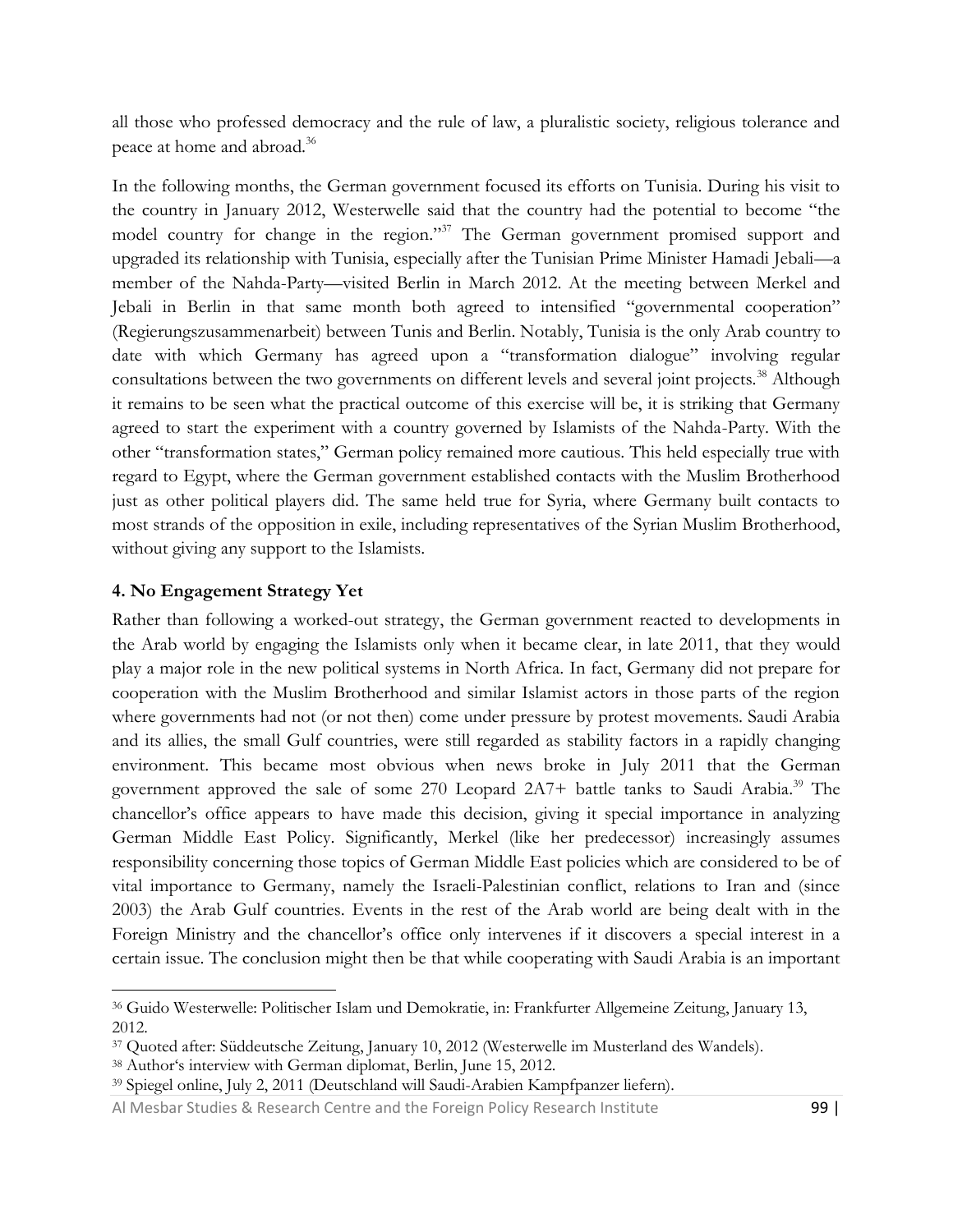all those who professed democracy and the rule of law, a pluralistic society, religious tolerance and peace at home and abroad.[36]

In the following months, the German government focused its efforts on Tunisia. During his visit to the country in January 2012, Westerwelle said that the country had the potential to become "the model country for change in the region."[37] The German government promised support and upgraded its relationship with Tunisia, especially after the Tunisian Prime Minister Hamadi Jebali—a member of the Nahda-Party—visited Berlin in March 2012. At the meeting between Merkel and Jebali in Berlin in that same month both agreed to intensified "governmental cooperation" (Regierungszusammenarbeit) between Tunis and Berlin. Notably, Tunisia is the only Arab country to date with which Germany has agreed upon a "transformation dialogue" involving regular consultations between the two governments on different levels and several joint projects.[38] Although it remains to be seen what the practical outcome of this exercise will be, it is striking that Germany agreed to start the experiment with a country governed by Islamists of the Nahda-Party. With the other "transformation states," German policy remained more cautious. This held especially true with regard to Egypt, where the German government established contacts with the Muslim Brotherhood just as other political players did. The same held true for Syria, where Germany built contacts to most strands of the opposition in exile, including representatives of the Syrian Muslim Brotherhood, without giving any support to the Islamists.

## 4. No Engagement Strategy Yet

Rather than following a worked-out strategy, the German government reacted to developments in the Arab world by engaging the Islamists only when it became clear, in late 2011, that they would play a major role in the new political systems in North Africa. In fact, Germany did not prepare for cooperation with the Muslim Brotherhood and similar Islamist actors in those parts of the region where governments had not (or not then) come under pressure by protest movements. Saudi Arabia and its allies, the small Gulf countries, were still regarded as stability factors in a rapidly changing environment. This became most obvious when news broke in July 2011 that the German government approved the sale of some 270 Leopard 2A7+ battle tanks to Saudi Arabia.[39] The chancellor's office appears to have made this decision, giving it special importance in analyzing German Middle East Policy. Significantly, Merkel (like her predecessor) increasingly assumes responsibility concerning those topics of German Middle East policies which are considered to be of vital importance to Germany, namely the Israeli-Palestinian conflict, relations to Iran and (since 2003) the Arab Gulf countries. Events in the rest of the Arab world are being dealt with in the Foreign Ministry and the chancellor's office only intervenes if it discovers a special interest in a certain issue. The conclusion might then be that while cooperating with Saudi Arabia is an important

---

[36] Guido Westerwelle: Politischer Islam und Demokratie, in: Frankfurter Allgemeine Zeitung, January 13, 2012.

[37] Quoted after: Süddeutsche Zeitung, January 10, 2012 (Westerwelle im Musterland des Wandels).

[38] Author's interview with German diplomat, Berlin, June 15, 2012.

[39] Spiegel online, July 2, 2011 (Deutschland will Saudi-Arabien Kampfpanzer liefern).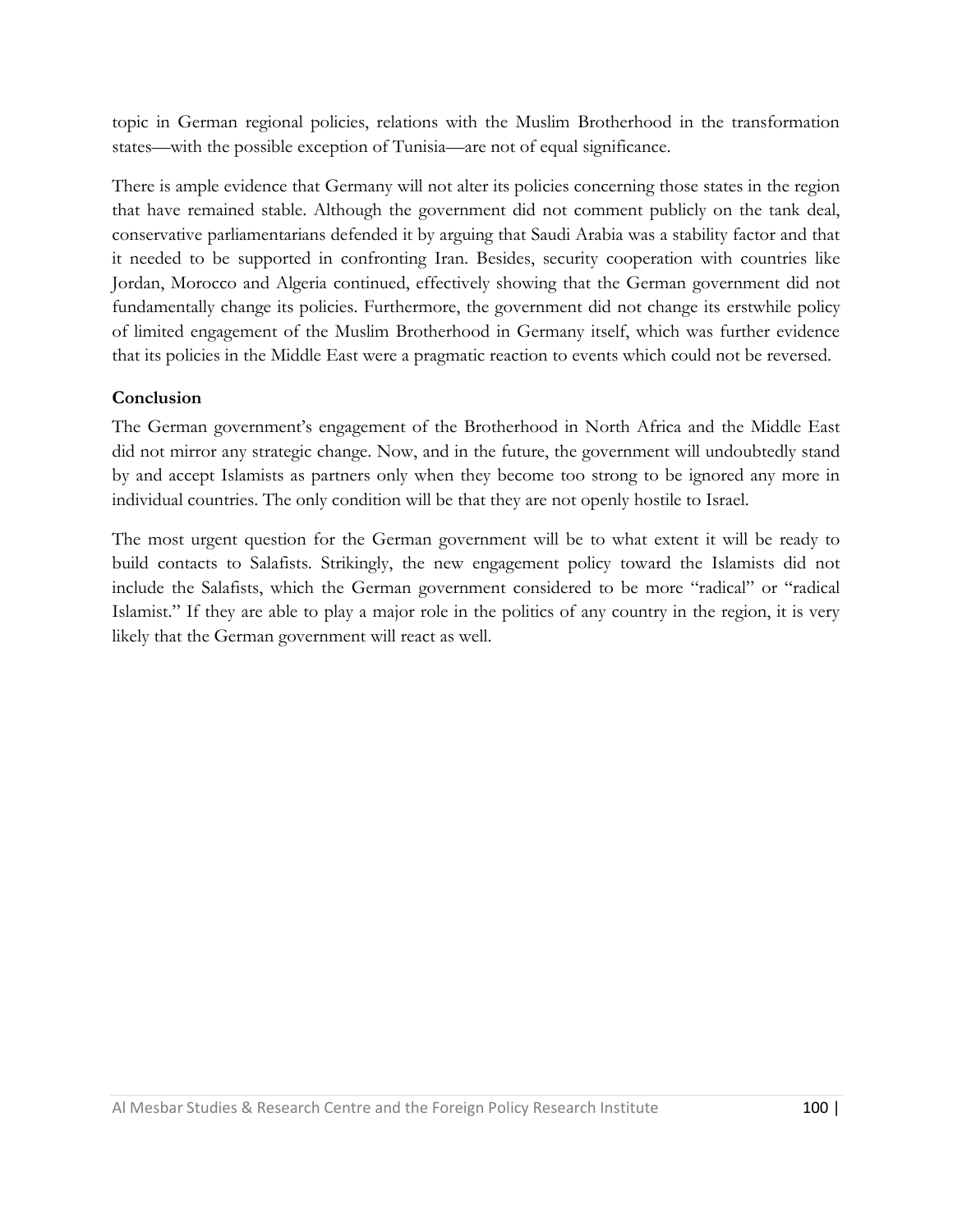topic in German regional policies, relations with the Muslim Brotherhood in the transformation states—with the possible exception of Tunisia—are not of equal significance.

There is ample evidence that Germany will not alter its policies concerning those states in the region that have remained stable. Although the government did not comment publicly on the tank deal, conservative parliamentarians defended it by arguing that Saudi Arabia was a stability factor and that it needed to be supported in confronting Iran. Besides, security cooperation with countries like Jordan, Morocco and Algeria continued, effectively showing that the German government did not fundamentally change its policies. Furthermore, the government did not change its erstwhile policy of limited engagement of the Muslim Brotherhood in Germany itself, which was further evidence that its policies in the Middle East were a pragmatic reaction to events which could not be reversed.

## Conclusion

The German government's engagement of the Brotherhood in North Africa and the Middle East did not mirror any strategic change. Now, and in the future, the government will undoubtedly stand by and accept Islamists as partners only when they become too strong to be ignored any more in individual countries. The only condition will be that they are not openly hostile to Israel.

The most urgent question for the German government will be to what extent it will be ready to build contacts to Salafists. Strikingly, the new engagement policy toward the Islamists did not include the Salafists, which the German government considered to be more "radical" or "radical Islamist." If they are able to play a major role in the politics of any country in the region, it is very likely that the German government will react as well.